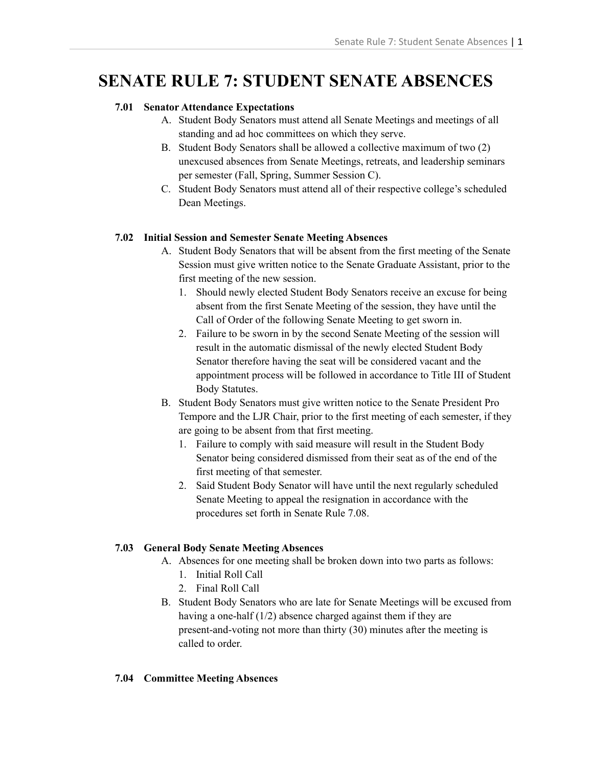# SENATE RULE 7: STUDENT SENATE ABSENCES

**7.01 Senator Attendance Expectations**

A. Student Body Senators must attend all Senate Meetings and meetings of all standing and ad hoc committees on which they serve.

B. Student Body Senators shall be allowed a collective maximum of two (2) unexcused absences from Senate Meetings, retreats, and leadership seminars per semester (Fall, Spring, Summer Session C).

C. Student Body Senators must attend all of their respective college's scheduled Dean Meetings.

**7.02 Initial Session and Semester Senate Meeting Absences**

A. Student Body Senators that will be absent from the first meeting of the Senate Session must give written notice to the Senate Graduate Assistant, prior to the first meeting of the new session.

1. Should newly elected Student Body Senators receive an excuse for being absent from the first Senate Meeting of the session, they have until the Call of Order of the following Senate Meeting to get sworn in.
2. Failure to be sworn in by the second Senate Meeting of the session will result in the automatic dismissal of the newly elected Student Body Senator therefore having the seat will be considered vacant and the appointment process will be followed in accordance to Title III of Student Body Statutes.

B. Student Body Senators must give written notice to the Senate President Pro Tempore and the LJR Chair, prior to the first meeting of each semester, if they are going to be absent from that first meeting.

1. Failure to comply with said measure will result in the Student Body Senator being considered dismissed from their seat as of the end of the first meeting of that semester.
2. Said Student Body Senator will have until the next regularly scheduled Senate Meeting to appeal the resignation in accordance with the procedures set forth in Senate Rule 7.08.

**7.03 General Body Senate Meeting Absences**

A. Absences for one meeting shall be broken down into two parts as follows:

1. Initial Roll Call
2. Final Roll Call

B. Student Body Senators who are late for Senate Meetings will be excused from having a one-half (1/2) absence charged against them if they are present-and-voting not more than thirty (30) minutes after the meeting is called to order.

**7.04 Committee Meeting Absences**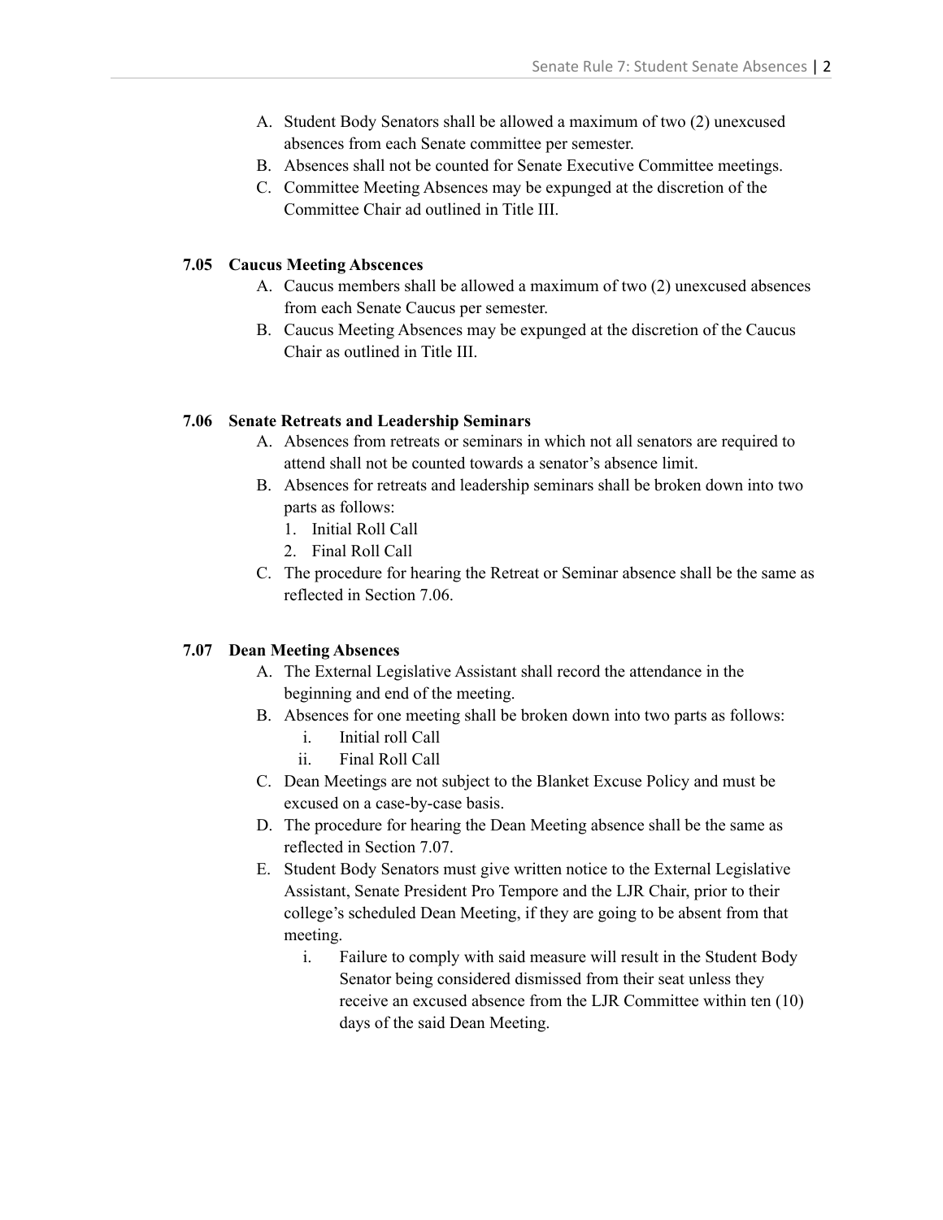A. Student Body Senators shall be allowed a maximum of two (2) unexcused absences from each Senate committee per semester.
B. Absences shall not be counted for Senate Executive Committee meetings.
C. Committee Meeting Absences may be expunged at the discretion of the Committee Chair ad outlined in Title III.

### 7.05 Caucus Meeting Abscences

A. Caucus members shall be allowed a maximum of two (2) unexcused absences from each Senate Caucus per semester.
B. Caucus Meeting Absences may be expunged at the discretion of the Caucus Chair as outlined in Title III.

### 7.06 Senate Retreats and Leadership Seminars

A. Absences from retreats or seminars in which not all senators are required to attend shall not be counted towards a senator's absence limit.
B. Absences for retreats and leadership seminars shall be broken down into two parts as follows:
   1. Initial Roll Call
   2. Final Roll Call
C. The procedure for hearing the Retreat or Seminar absence shall be the same as reflected in Section 7.06.

### 7.07 Dean Meeting Absences

A. The External Legislative Assistant shall record the attendance in the beginning and end of the meeting.
B. Absences for one meeting shall be broken down into two parts as follows:
   i. Initial roll Call
   ii. Final Roll Call
C. Dean Meetings are not subject to the Blanket Excuse Policy and must be excused on a case-by-case basis.
D. The procedure for hearing the Dean Meeting absence shall be the same as reflected in Section 7.07.
E. Student Body Senators must give written notice to the External Legislative Assistant, Senate President Pro Tempore and the LJR Chair, prior to their college's scheduled Dean Meeting, if they are going to be absent from that meeting.
   i. Failure to comply with said measure will result in the Student Body Senator being considered dismissed from their seat unless they receive an excused absence from the LJR Committee within ten (10) days of the said Dean Meeting.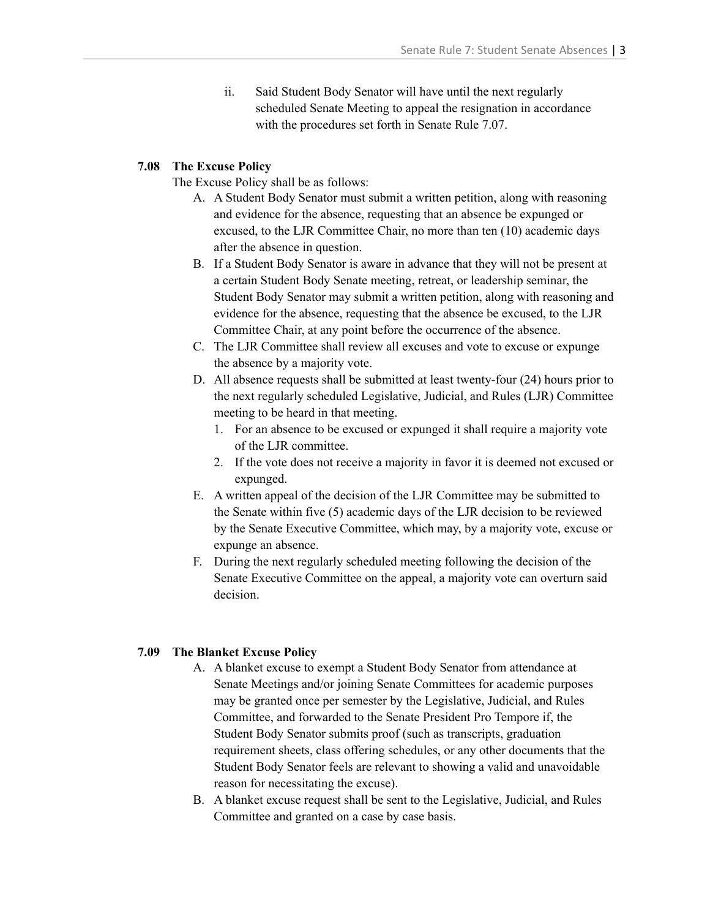ii. Said Student Body Senator will have until the next regularly scheduled Senate Meeting to appeal the resignation in accordance with the procedures set forth in Senate Rule 7.07.

### 7.08 The Excuse Policy

The Excuse Policy shall be as follows:

A. A Student Body Senator must submit a written petition, along with reasoning and evidence for the absence, requesting that an absence be expunged or excused, to the LJR Committee Chair, no more than ten (10) academic days after the absence in question.

B. If a Student Body Senator is aware in advance that they will not be present at a certain Student Body Senate meeting, retreat, or leadership seminar, the Student Body Senator may submit a written petition, along with reasoning and evidence for the absence, requesting that the absence be excused, to the LJR Committee Chair, at any point before the occurrence of the absence.

C. The LJR Committee shall review all excuses and vote to excuse or expunge the absence by a majority vote.

D. All absence requests shall be submitted at least twenty-four (24) hours prior to the next regularly scheduled Legislative, Judicial, and Rules (LJR) Committee meeting to be heard in that meeting.

   1. For an absence to be excused or expunged it shall require a majority vote of the LJR committee.
   2. If the vote does not receive a majority in favor it is deemed not excused or expunged.

E. A written appeal of the decision of the LJR Committee may be submitted to the Senate within five (5) academic days of the LJR decision to be reviewed by the Senate Executive Committee, which may, by a majority vote, excuse or expunge an absence.

F. During the next regularly scheduled meeting following the decision of the Senate Executive Committee on the appeal, a majority vote can overturn said decision.

### 7.09 The Blanket Excuse Policy

A. A blanket excuse to exempt a Student Body Senator from attendance at Senate Meetings and/or joining Senate Committees for academic purposes may be granted once per semester by the Legislative, Judicial, and Rules Committee, and forwarded to the Senate President Pro Tempore if, the Student Body Senator submits proof (such as transcripts, graduation requirement sheets, class offering schedules, or any other documents that the Student Body Senator feels are relevant to showing a valid and unavoidable reason for necessitating the excuse).

B. A blanket excuse request shall be sent to the Legislative, Judicial, and Rules Committee and granted on a case by case basis.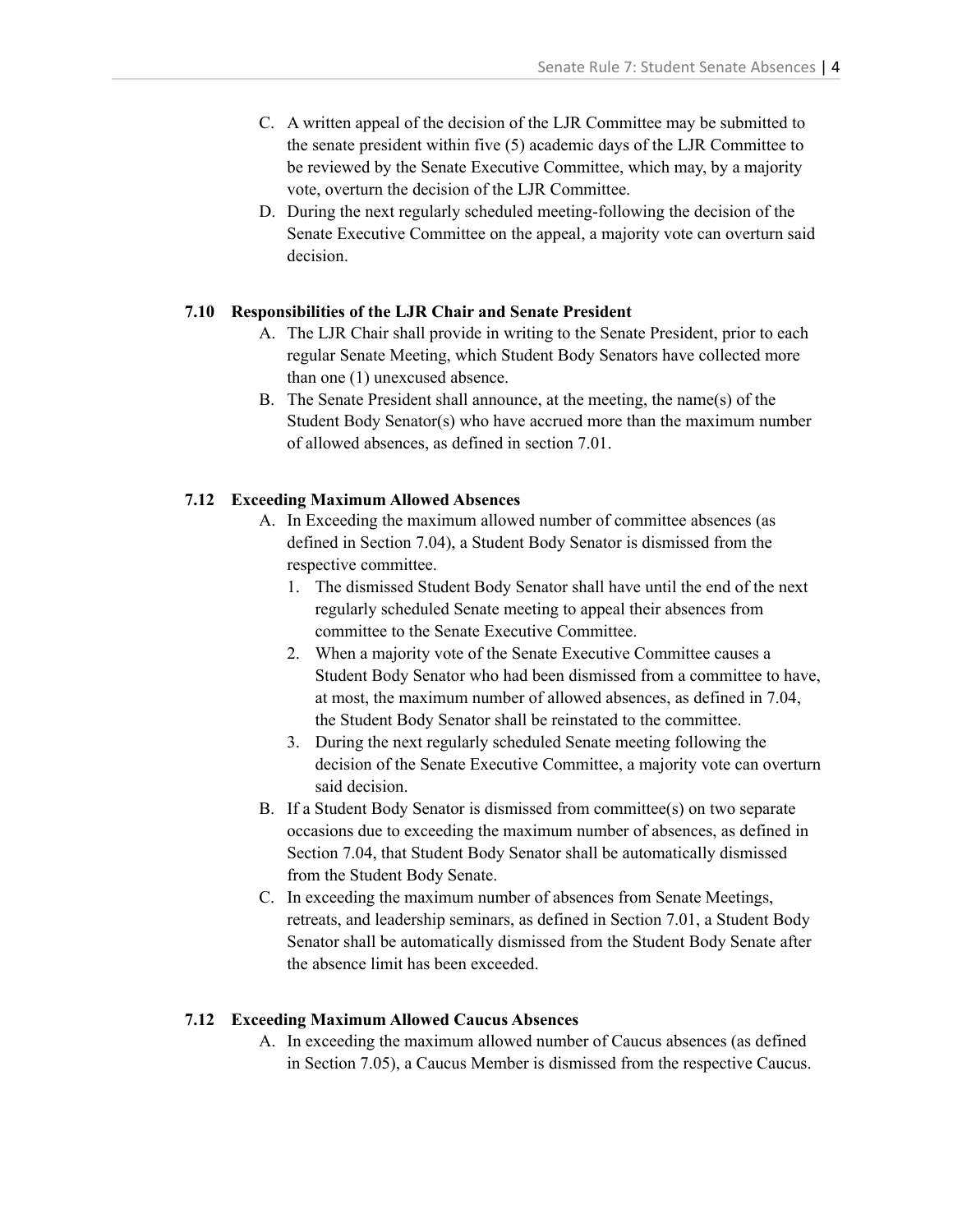C. A written appeal of the decision of the LJR Committee may be submitted to the senate president within five (5) academic days of the LJR Committee to be reviewed by the Senate Executive Committee, which may, by a majority vote, overturn the decision of the LJR Committee.

D. During the next regularly scheduled meeting-following the decision of the Senate Executive Committee on the appeal, a majority vote can overturn said decision.

### 7.10 Responsibilities of the LJR Chair and Senate President

A. The LJR Chair shall provide in writing to the Senate President, prior to each regular Senate Meeting, which Student Body Senators have collected more than one (1) unexcused absence.

B. The Senate President shall announce, at the meeting, the name(s) of the Student Body Senator(s) who have accrued more than the maximum number of allowed absences, as defined in section 7.01.

### 7.12 Exceeding Maximum Allowed Absences

A. In Exceeding the maximum allowed number of committee absences (as defined in Section 7.04), a Student Body Senator is dismissed from the respective committee.

1. The dismissed Student Body Senator shall have until the end of the next regularly scheduled Senate meeting to appeal their absences from committee to the Senate Executive Committee.
2. When a majority vote of the Senate Executive Committee causes a Student Body Senator who had been dismissed from a committee to have, at most, the maximum number of allowed absences, as defined in 7.04, the Student Body Senator shall be reinstated to the committee.
3. During the next regularly scheduled Senate meeting following the decision of the Senate Executive Committee, a majority vote can overturn said decision.

B. If a Student Body Senator is dismissed from committee(s) on two separate occasions due to exceeding the maximum number of absences, as defined in Section 7.04, that Student Body Senator shall be automatically dismissed from the Student Body Senate.

C. In exceeding the maximum number of absences from Senate Meetings, retreats, and leadership seminars, as defined in Section 7.01, a Student Body Senator shall be automatically dismissed from the Student Body Senate after the absence limit has been exceeded.

### 7.12 Exceeding Maximum Allowed Caucus Absences

A. In exceeding the maximum allowed number of Caucus absences (as defined in Section 7.05), a Caucus Member is dismissed from the respective Caucus.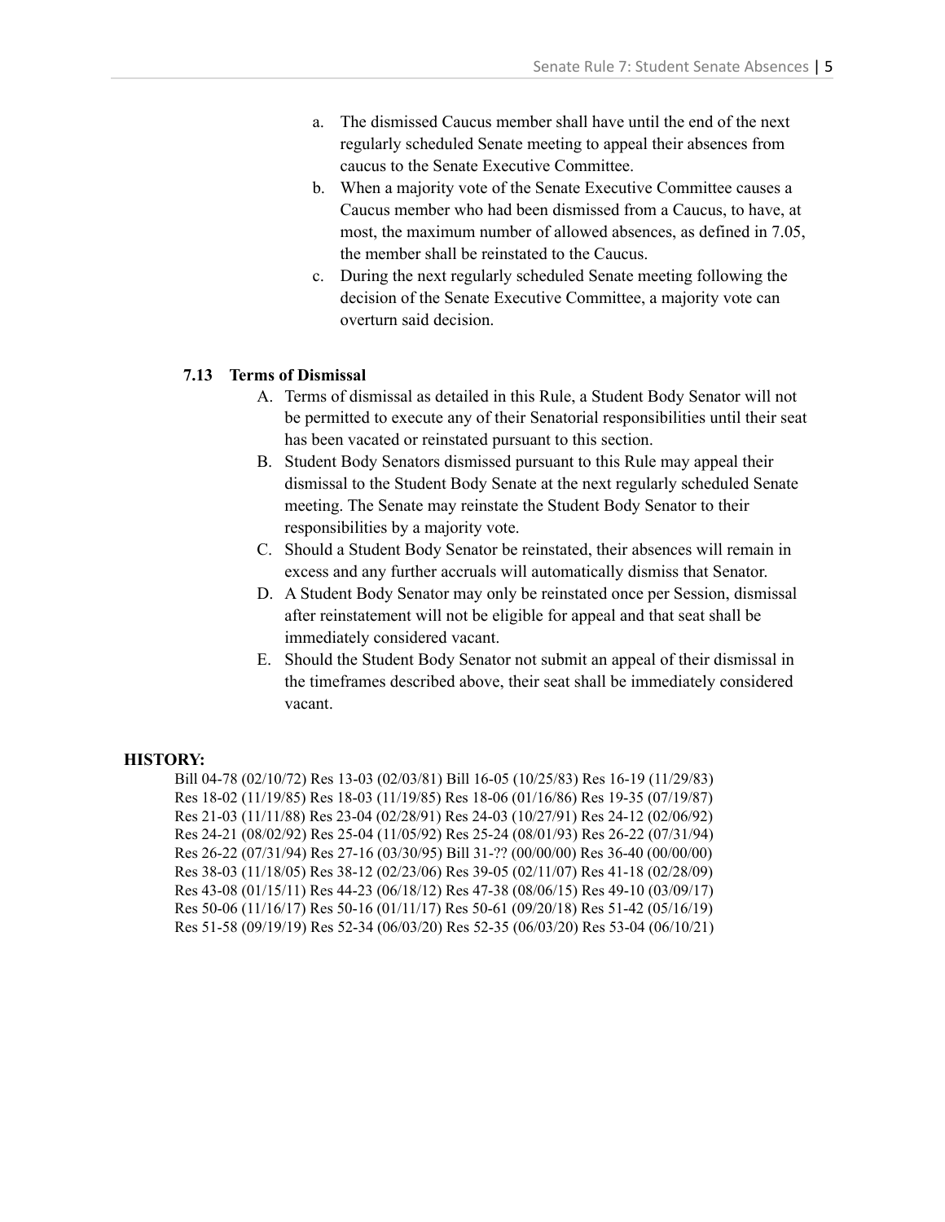a. The dismissed Caucus member shall have until the end of the next regularly scheduled Senate meeting to appeal their absences from caucus to the Senate Executive Committee.
b. When a majority vote of the Senate Executive Committee causes a Caucus member who had been dismissed from a Caucus, to have, at most, the maximum number of allowed absences, as defined in 7.05, the member shall be reinstated to the Caucus.
c. During the next regularly scheduled Senate meeting following the decision of the Senate Executive Committee, a majority vote can overturn said decision.

**7.13 Terms of Dismissal**

A. Terms of dismissal as detailed in this Rule, a Student Body Senator will not be permitted to execute any of their Senatorial responsibilities until their seat has been vacated or reinstated pursuant to this section.
B. Student Body Senators dismissed pursuant to this Rule may appeal their dismissal to the Student Body Senate at the next regularly scheduled Senate meeting. The Senate may reinstate the Student Body Senator to their responsibilities by a majority vote.
C. Should a Student Body Senator be reinstated, their absences will remain in excess and any further accruals will automatically dismiss that Senator.
D. A Student Body Senator may only be reinstated once per Session, dismissal after reinstatement will not be eligible for appeal and that seat shall be immediately considered vacant.
E. Should the Student Body Senator not submit an appeal of their dismissal in the timeframes described above, their seat shall be immediately considered vacant.

**HISTORY:**

Bill 04-78 (02/10/72) Res 13-03 (02/03/81) Bill 16-05 (10/25/83) Res 16-19 (11/29/83) Res 18-02 (11/19/85) Res 18-03 (11/19/85) Res 18-06 (01/16/86) Res 19-35 (07/19/87) Res 21-03 (11/11/88) Res 23-04 (02/28/91) Res 24-03 (10/27/91) Res 24-12 (02/06/92) Res 24-21 (08/02/92) Res 25-04 (11/05/92) Res 25-24 (08/01/93) Res 26-22 (07/31/94) Res 26-22 (07/31/94) Res 27-16 (03/30/95) Bill 31-?? (00/00/00) Res 36-40 (00/00/00) Res 38-03 (11/18/05) Res 38-12 (02/23/06) Res 39-05 (02/11/07) Res 41-18 (02/28/09) Res 43-08 (01/15/11) Res 44-23 (06/18/12) Res 47-38 (08/06/15) Res 49-10 (03/09/17) Res 50-06 (11/16/17) Res 50-16 (01/11/17) Res 50-61 (09/20/18) Res 51-42 (05/16/19) Res 51-58 (09/19/19) Res 52-34 (06/03/20) Res 52-35 (06/03/20) Res 53-04 (06/10/21)